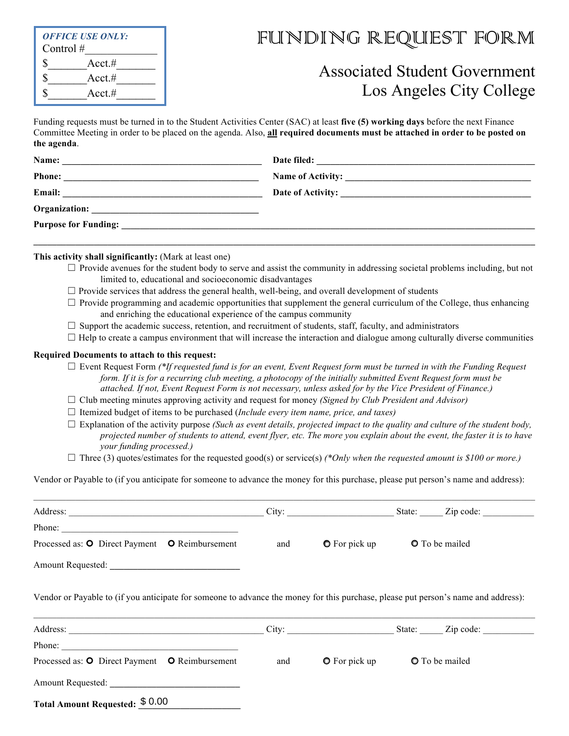| OFFICE USE ONLY: | |
|---|---|
| Control #_____________ | |
| $_______ | Acct.#_______ |
| $_______ | Acct.#_______ |
| $_______ | Acct.#_______ |

# FUNDING REQUEST FORM

## Associated Student Government
## Los Angeles City College

Funding requests must be turned in to the Student Activities Center (SAC) at least **five (5) working days** before the next Finance Committee Meeting in order to be placed on the agenda. Also, **all required documents must be attached in order to be posted on the agenda**.

**Name:** ________________________________________ **Date filed:** ________________________________________

**Phone:** ________________________________________ **Name of Activity:** ________________________________________

**Email:** ________________________________________ **Date of Activity:** ________________________________________

**Organization:** ________________________________________

**Purpose for Funding:** ____________________________________________________________________________________

____________________________________________________________________________________________________

**This activity shall significantly:** (Mark at least one)

- ☐ Provide avenues for the student body to serve and assist the community in addressing societal problems including, but not limited to, educational and socioeconomic disadvantages
- ☐ Provide services that address the general health, well-being, and overall development of students
- ☐ Provide programming and academic opportunities that supplement the general curriculum of the College, thus enhancing and enriching the educational experience of the campus community
- ☐ Support the academic success, retention, and recruitment of students, staff, faculty, and administrators
- ☐ Help to create a campus environment that will increase the interaction and dialogue among culturally diverse communities

**Required Documents to attach to this request:**

- ☐ Event Request Form *(\*If requested fund is for an event, Event Request form must be turned in with the Funding Request form. If it is for a recurring club meeting, a photocopy of the initially submitted Event Request form must be attached. If not, Event Request Form is not necessary, unless asked for by the Vice President of Finance.)*
- ☐ Club meeting minutes approving activity and request for money *(Signed by Club President and Advisor)*
- ☐ Itemized budget of items to be purchased (*Include every item name, price, and taxes)*
- ☐ Explanation of the activity purpose *(Such as event details, projected impact to the quality and culture of the student body, projected number of students to attend, event flyer, etc. The more you explain about the event, the faster it is to have your funding processed.)*
- ☐ Three (3) quotes/estimates for the requested good(s) or service(s) *(\*Only when the requested amount is $100 or more.)*

Vendor or Payable to (if you anticipate for someone to advance the money for this purchase, please put person's name and address):

____________________________________________________________________________________________________

Address: ________________________________________ City: ______________________ State: _____ Zip code: ___________

Phone: ________________________________________

Processed as: ○ Direct Payment ○ Reimbursement and ○ For pick up ○ To be mailed

Amount Requested: ___________________________

Vendor or Payable to (if you anticipate for someone to advance the money for this purchase, please put person's name and address):

____________________________________________________________________________________________________

Address: ________________________________________ City: ______________________ State: _____ Zip code: ___________

Phone: ________________________________________

Processed as: ○ Direct Payment ○ Reimbursement and ○ For pick up ○ To be mailed

Amount Requested: ___________________________

**Total Amount Requested:** $ 0.00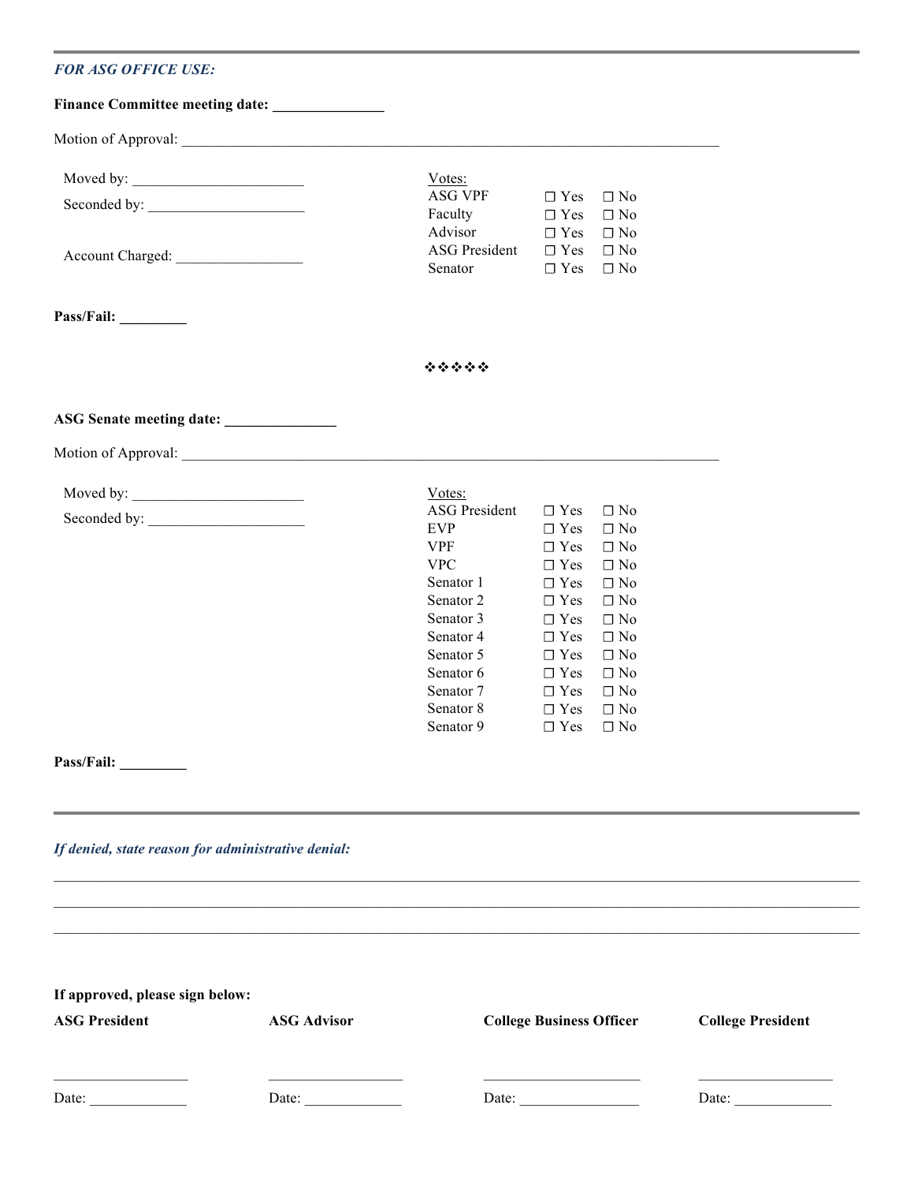---

***FOR ASG OFFICE USE:***

**Finance Committee meeting date: _______________**

Motion of Approval: ________________________________________________________________________

Moved by: _______________________

Seconded by: _____________________

Account Charged: _________________

| Votes: | | |
|---|---|---|
| ASG VPF | ☐ Yes | ☐ No |
| Faculty | ☐ Yes | ☐ No |
| Advisor | ☐ Yes | ☐ No |
| ASG President | ☐ Yes | ☐ No |
| Senator | ☐ Yes | ☐ No |

**Pass/Fail: _________**

❖❖❖❖❖

**ASG Senate meeting date: _______________**

Motion of Approval: ________________________________________________________________________

Moved by: _______________________

Seconded by: _____________________

| Votes: | | |
|---|---|---|
| ASG President | ☐ Yes | ☐ No |
| EVP | ☐ Yes | ☐ No |
| VPF | ☐ Yes | ☐ No |
| VPC | ☐ Yes | ☐ No |
| Senator 1 | ☐ Yes | ☐ No |
| Senator 2 | ☐ Yes | ☐ No |
| Senator 3 | ☐ Yes | ☐ No |
| Senator 4 | ☐ Yes | ☐ No |
| Senator 5 | ☐ Yes | ☐ No |
| Senator 6 | ☐ Yes | ☐ No |
| Senator 7 | ☐ Yes | ☐ No |
| Senator 8 | ☐ Yes | ☐ No |
| Senator 9 | ☐ Yes | ☐ No |

**Pass/Fail: _________**

---

***If denied, state reason for administrative denial:***

______________________________________________________________________________________________

______________________________________________________________________________________________

______________________________________________________________________________________________

**If approved, please sign below:**

| **ASG President** | **ASG Advisor** | **College Business Officer** | **College President** |
|---|---|---|---|
| __________________ | __________________ | ______________________ | __________________ |
| Date: _____________ | Date: _____________ | Date: ________________ | Date: _____________ |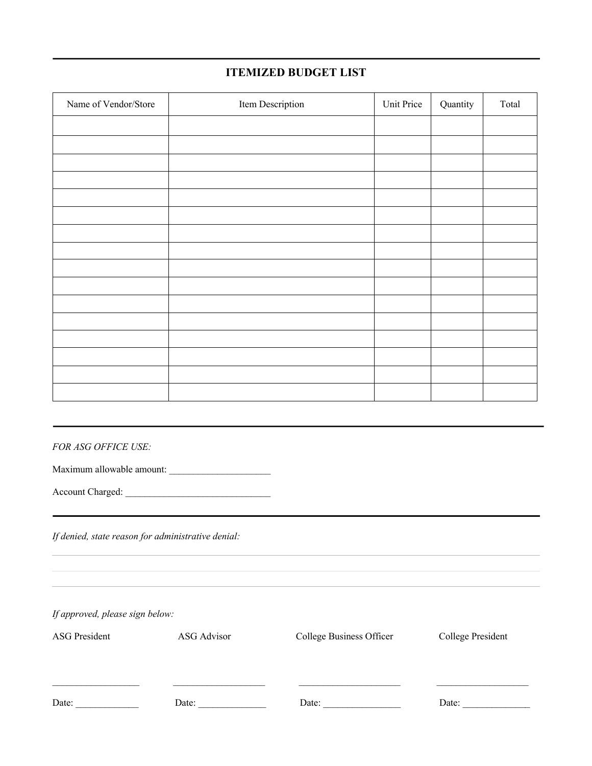## ITEMIZED BUDGET LIST

| Name of Vendor/Store | Item Description | Unit Price | Quantity | Total |
|---|---|---|---|---|
| | | | | |
| | | | | |
| | | | | |
| | | | | |
| | | | | |
| | | | | |
| | | | | |
| | | | | |
| | | | | |
| | | | | |
| | | | | |
| | | | | |
| | | | | |
| | | | | |
| | | | | |
| | | | | |

---

*FOR ASG OFFICE USE:*

Maximum allowable amount: ____________________

Account Charged: ______________________________

---

*If denied, state reason for administrative denial:*

---

*If approved, please sign below:*

| ASG President | ASG Advisor | College Business Officer | College President |
|---|---|---|---|
| __________________ | ___________________ | _____________________ | ___________________ |
| Date: _____________ | Date: ______________ | Date: ________________ | Date: ______________ |